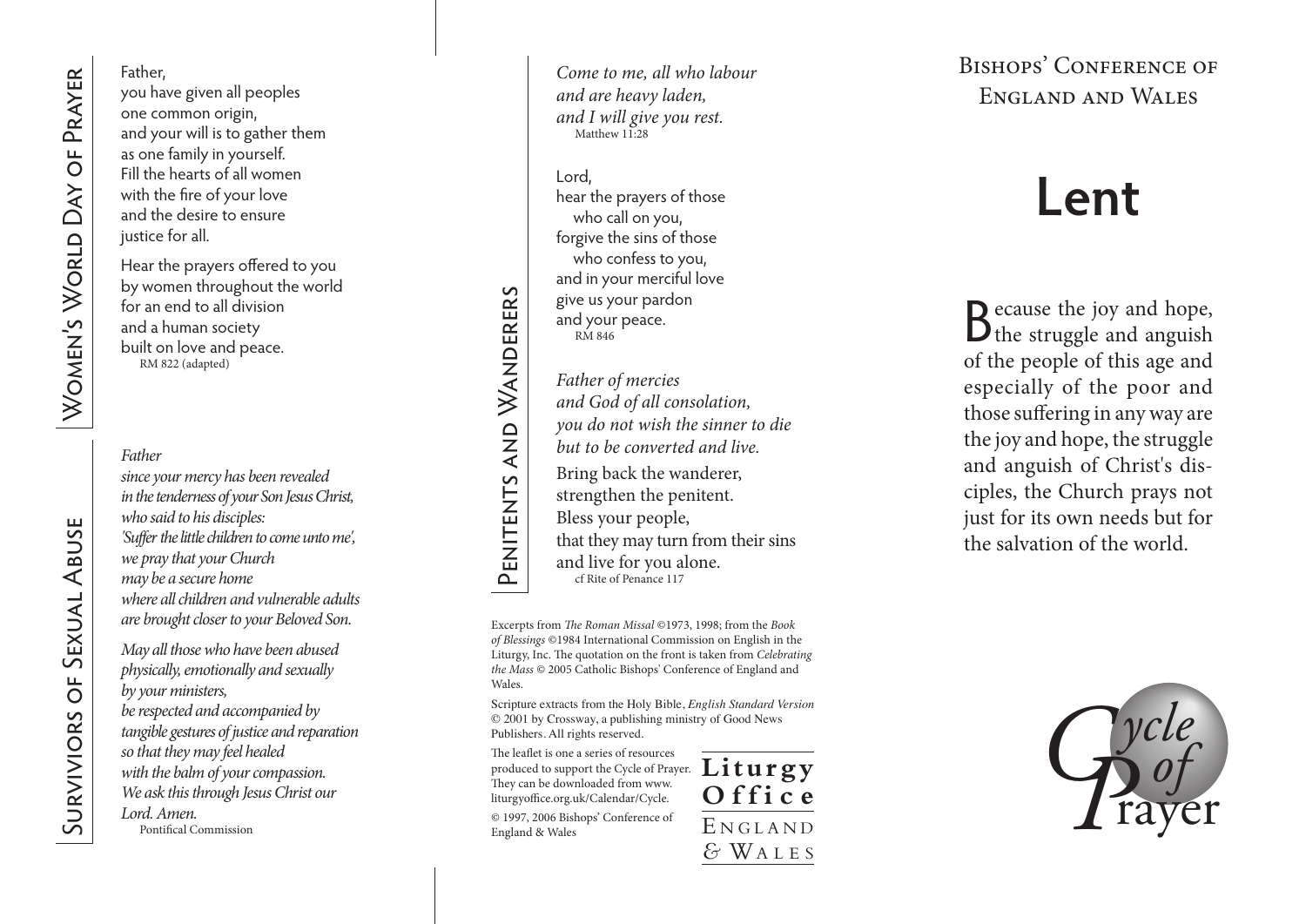## Women's World Day of Prayer

Father,
you have given all peoples
one common origin,
and your will is to gather them
as one family in yourself.
Fill the hearts of all women
with the fire of your love
and the desire to ensure
justice for all.

Hear the prayers offered to you
by women throughout the world
for an end to all division
and a human society
built on love and peace.
RM 822 (adapted)

## Surviviors of Sexual Abuse

*Father*
*since your mercy has been revealed*
*in the tenderness of your Son Jesus Christ,*
*who said to his disciples:*
*'Suffer the little children to come unto me',*
*we pray that your Church*
*may be a secure home*
*where all children and vulnerable adults*
*are brought closer to your Beloved Son.*

*May all those who have been abused*
*physically, emotionally and sexually*
*by your ministers,*
*be respected and accompanied by*
*tangible gestures of justice and reparation*
*so that they may feel healed*
*with the balm of your compassion.*
*We ask this through Jesus Christ our*
*Lord. Amen.*
Pontifical Commission

## Penitents and Wanderers

*Come to me, all who labour*
*and are heavy laden,*
*and I will give you rest.*
Matthew 11:28

Lord,
hear the prayers of those
who call on you,
forgive the sins of those
who confess to you,
and in your merciful love
give us your pardon
and your peace.
RM 846

*Father of mercies*
*and God of all consolation,*
*you do not wish the sinner to die*
*but to be converted and live.*
Bring back the wanderer,
strengthen the penitent.
Bless your people,
that they may turn from their sins
and live for you alone.
cf Rite of Penance 117

Excerpts from *The Roman Missal* ©1973, 1998; from the *Book of Blessings* ©1984 International Commission on English in the Liturgy, Inc. The quotation on the front is taken from *Celebrating the Mass* © 2005 Catholic Bishops' Conference of England and Wales.

Scripture extracts from the Holy Bible, *English Standard Version* © 2001 by Crossway, a publishing ministry of Good News Publishers. All rights reserved.

The leaflet is one a series of resources produced to support the Cycle of Prayer. They can be downloaded from www.liturgyoffice.org.uk/Calendar/Cycle.

© 1997, 2006 Bishops' Conference of England & Wales

**Liturgy Office**
England & Wales

Bishops' Conference of England and Wales

# Lent

Because the joy and hope, the struggle and anguish of the people of this age and especially of the poor and those suffering in any way are the joy and hope, the struggle and anguish of Christ's disciples, the Church prays not just for its own needs but for the salvation of the world.

Cycle of Prayer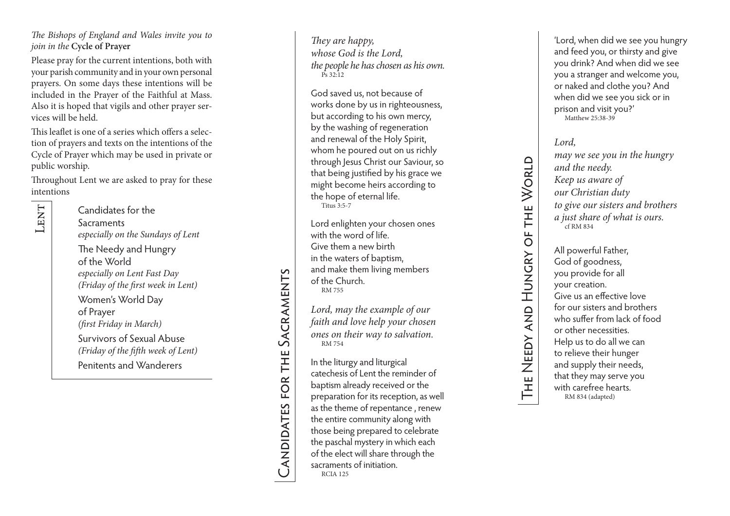*The Bishops of England and Wales invite you to join in the* **Cycle of Prayer**

Please pray for the current intentions, both with your parish community and in your own personal prayers. On some days these intentions will be included in the Prayer of the Faithful at Mass. Also it is hoped that vigils and other prayer services will be held.

This leaflet is one of a series which offers a selection of prayers and texts on the intentions of the Cycle of Prayer which may be used in private or public worship.

Throughout Lent we are asked to pray for these intentions

## Lent

Candidates for the Sacraments
*especially on the Sundays of Lent*

The Needy and Hungry of the World
*especially on Lent Fast Day (Friday of the first week in Lent)*

Women's World Day of Prayer
*(first Friday in March)*

Survivors of Sexual Abuse
*(Friday of the fifth week of Lent)*

Penitents and Wanderers

## Candidates for the Sacraments

*They are happy,*
*whose God is the Lord,*
*the people he has chosen as his own.*
Ps 32:12

God saved us, not because of works done by us in righteousness, but according to his own mercy, by the washing of regeneration and renewal of the Holy Spirit, whom he poured out on us richly through Jesus Christ our Saviour, so that being justified by his grace we might become heirs according to the hope of eternal life.
Titus 3:5-7

Lord enlighten your chosen ones
with the word of life.
Give them a new birth
in the waters of baptism,
and make them living members
of the Church.
RM 755

*Lord, may the example of our faith and love help your chosen ones on their way to salvation.*
RM 754

In the liturgy and liturgical catechesis of Lent the reminder of baptism already received or the preparation for its reception, as well as the theme of repentance , renew the entire community along with those being prepared to celebrate the paschal mystery in which each of the elect will share through the sacraments of initiation.
RCIA 125

## The Needy and Hungry of the World

'Lord, when did we see you hungry and feed you, or thirsty and give you drink? And when did we see you a stranger and welcome you, or naked and clothe you? And when did we see you sick or in prison and visit you?'
Matthew 25:38-39

*Lord,*
*may we see you in the hungry*
*and the needy.*
*Keep us aware of*
*our Christian duty*
*to give our sisters and brothers*
*a just share of what is ours.*
cf RM 834

All powerful Father,
God of goodness,
you provide for all
your creation.
Give us an effective love
for our sisters and brothers
who suffer from lack of food
or other necessities.
Help us to do all we can
to relieve their hunger
and supply their needs,
that they may serve you
with carefree hearts.
RM 834 (adapted)